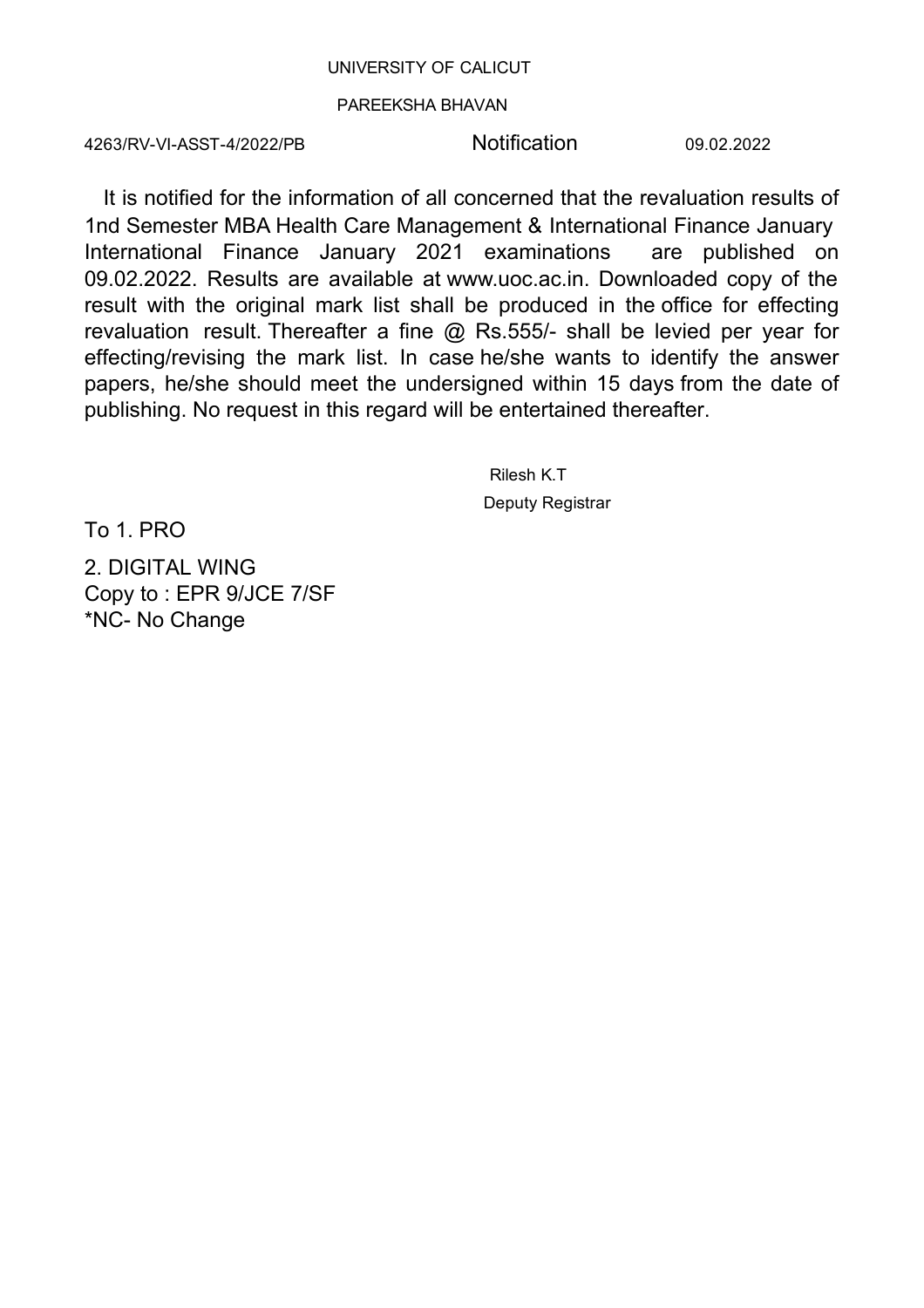UNIVERSITY OF CALICUT

PAREEKSHA BHAVAN

4263/RV-VI-ASST-4/2022/PB **Notification** 09.02.2022

It is notified for the information of all concerned that the revaluation results of 1nd Semester MBA Health Care Management & International Finance January International Finance January 2021 examinations are published on 09.02.2022. Results are available at www.uoc.ac.in. Downloaded copy of the result with the original mark list shall be produced in the office for effecting revaluation result. Thereafter a fine @ Rs.555/- shall be levied per year for effecting/revising the mark list. In case he/she wants to identify the answer papers, he/she should meet the undersigned within 15 days from the date of publishing. No request in this regard will be entertained thereafter.

Rilesh K.T

Deputy Registrar

To 1. PRO

2. DIGITAL WING

Copy to : EPR 9/JCE 7/SF

*NC- No Change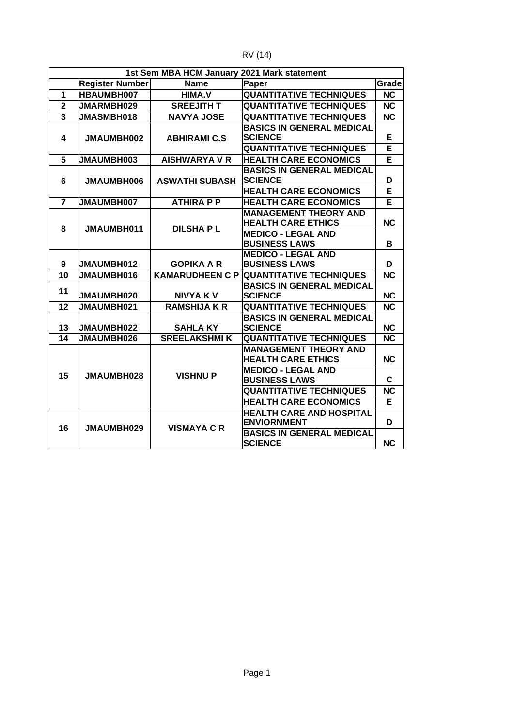RV (14)

| 1st Sem MBA HCM January 2021 Mark statement | | | | |
|---|---|---|---|---|
| | **Register Number** | **Name** | **Paper** | **Grade** |
| **1** | **HBAUMBH007** | **HIMA.V** | **QUANTITATIVE TECHNIQUES** | **NC** |
| **2** | **JMARMBH029** | **SREEJITH T** | **QUANTITATIVE TECHNIQUES** | **NC** |
| **3** | **JMASMBH018** | **NAVYA JOSE** | **QUANTITATIVE TECHNIQUES** | **NC** |
| **4** | **JMAUMBH002** | **ABHIRAMI C.S** | **BASICS IN GENERAL MEDICAL SCIENCE** | **E** |
| | | | **QUANTITATIVE TECHNIQUES** | **E** |
| **5** | **JMAUMBH003** | **AISHWARYA V R** | **HEALTH CARE ECONOMICS** | **E** |
| **6** | **JMAUMBH006** | **ASWATHI SUBASH** | **BASICS IN GENERAL MEDICAL SCIENCE** | **D** |
| | | | **HEALTH CARE ECONOMICS** | **E** |
| **7** | **JMAUMBH007** | **ATHIRA P P** | **HEALTH CARE ECONOMICS** | **E** |
| **8** | **JMAUMBH011** | **DILSHA P L** | **MANAGEMENT THEORY AND HEALTH CARE ETHICS** | **NC** |
| | | | **MEDICO - LEGAL AND BUSINESS LAWS** | **B** |
| **9** | **JMAUMBH012** | **GOPIKA A R** | **MEDICO - LEGAL AND BUSINESS LAWS** | **D** |
| **10** | **JMAUMBH016** | **KAMARUDHEEN C P** | **QUANTITATIVE TECHNIQUES** | **NC** |
| **11** | **JMAUMBH020** | **NIVYA K V** | **BASICS IN GENERAL MEDICAL SCIENCE** | **NC** |
| **12** | **JMAUMBH021** | **RAMSHIJA K R** | **QUANTITATIVE TECHNIQUES** | **NC** |
| **13** | **JMAUMBH022** | **SAHLA KY** | **BASICS IN GENERAL MEDICAL SCIENCE** | **NC** |
| **14** | **JMAUMBH026** | **SREELAKSHMI K** | **QUANTITATIVE TECHNIQUES** | **NC** |
| **15** | **JMAUMBH028** | **VISHNU P** | **MANAGEMENT THEORY AND HEALTH CARE ETHICS** | **NC** |
| | | | **MEDICO - LEGAL AND BUSINESS LAWS** | **C** |
| | | | **QUANTITATIVE TECHNIQUES** | **NC** |
| | | | **HEALTH CARE ECONOMICS** | **E** |
| **16** | **JMAUMBH029** | **VISMAYA C R** | **HEALTH CARE AND HOSPITAL ENVIORNMENT** | **D** |
| | | | **BASICS IN GENERAL MEDICAL SCIENCE** | **NC** |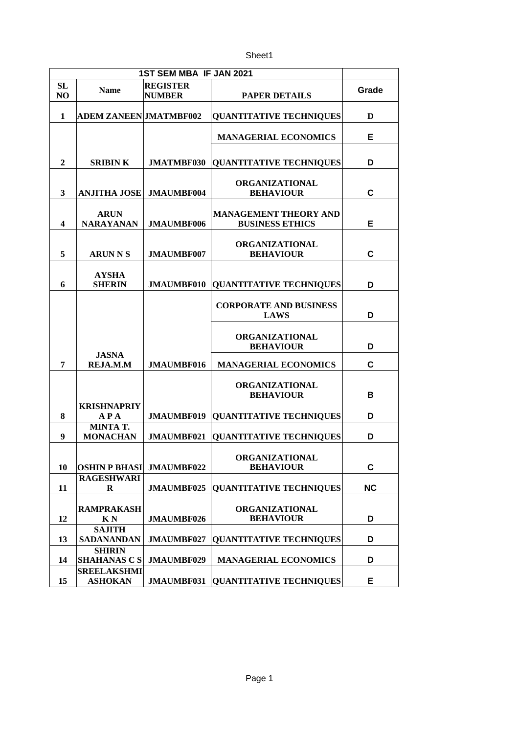Sheet1

| 1ST SEM MBA IF JAN 2021 | | | | |
|---|---|---|---|---|
| SL NO | Name | REGISTER NUMBER | PAPER DETAILS | Grade |
| 1 | ADEM ZANEEN | JMATMBF002 | QUANTITATIVE TECHNIQUES | D |
| | | | MANAGERIAL ECONOMICS | E |
| 2 | SRIBIN K | JMATMBF030 | QUANTITATIVE TECHNIQUES | D |
| 3 | ANJITHA JOSE | JMAUMBF004 | ORGANIZATIONAL BEHAVIOUR | C |
| 4 | ARUN NARAYANAN | JMAUMBF006 | MANAGEMENT THEORY AND BUSINESS ETHICS | E |
| 5 | ARUN N S | JMAUMBF007 | ORGANIZATIONAL BEHAVIOUR | C |
| 6 | AYSHA SHERIN | JMAUMBF010 | QUANTITATIVE TECHNIQUES | D |
| | | | CORPORATE AND BUSINESS LAWS | D |
| | | | ORGANIZATIONAL BEHAVIOUR | D |
| 7 | JASNA REJA.M.M | JMAUMBF016 | MANAGERIAL ECONOMICS | C |
| | | | ORGANIZATIONAL BEHAVIOUR | B |
| 8 | KRISHNAPRIYA P A | JMAUMBF019 | QUANTITATIVE TECHNIQUES | D |
| 9 | MINTA T. MONACHAN | JMAUMBF021 | QUANTITATIVE TECHNIQUES | D |
| 10 | OSHIN P BHASI | JMAUMBF022 | ORGANIZATIONAL BEHAVIOUR | C |
| 11 | RAGESHWARI R | JMAUMBF025 | QUANTITATIVE TECHNIQUES | NC |
| 12 | RAMPRAKASH K N | JMAUMBF026 | ORGANIZATIONAL BEHAVIOUR | D |
| 13 | SAJITH SADANANDAN | JMAUMBF027 | QUANTITATIVE TECHNIQUES | D |
| 14 | SHIRIN SHAHANAS C S | JMAUMBF029 | MANAGERIAL ECONOMICS | D |
| 15 | SREELAKSHMI ASHOKAN | JMAUMBF031 | QUANTITATIVE TECHNIQUES | E |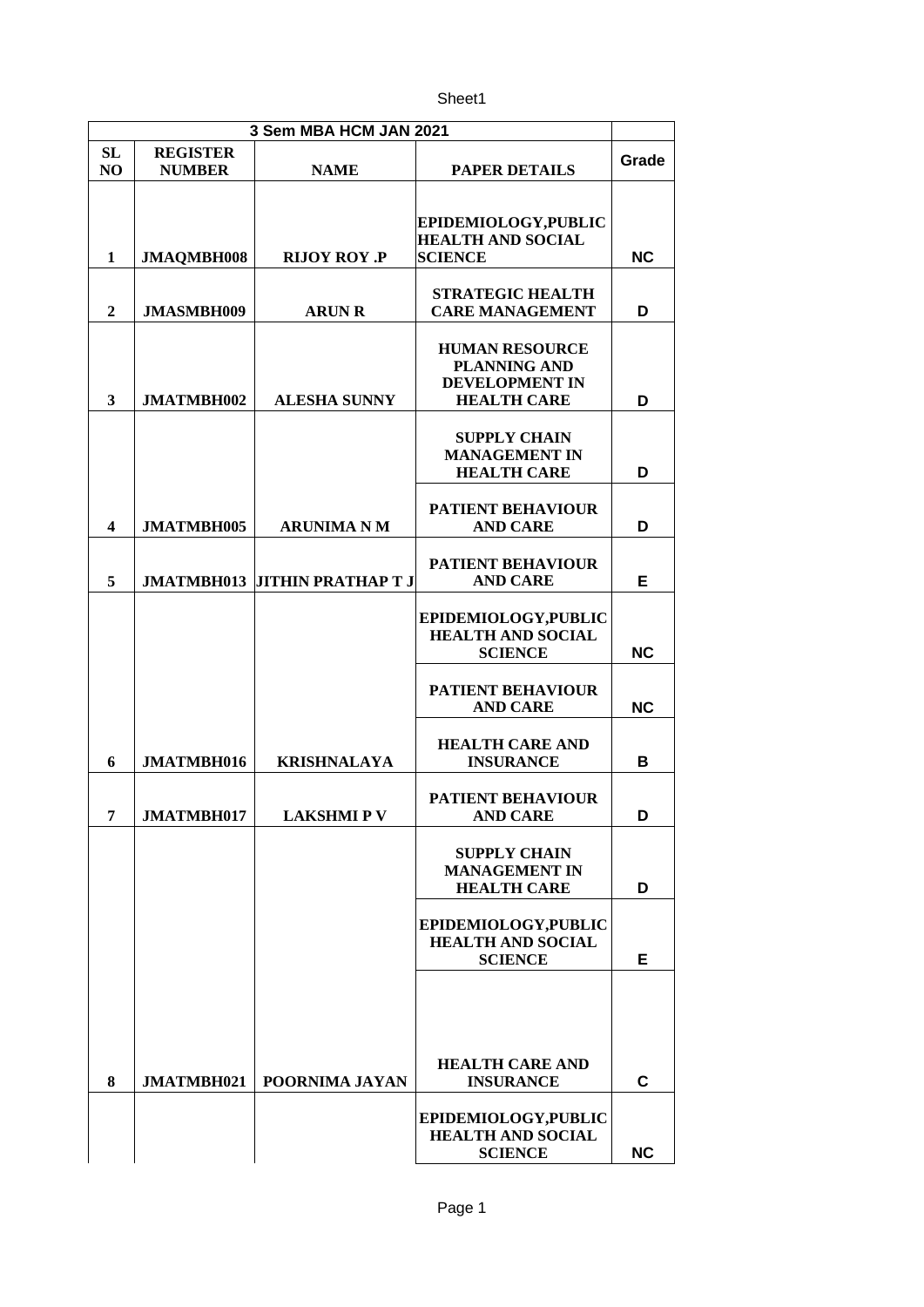| 3 Sem MBA HCM JAN 2021 | | | | |
|---|---|---|---|---|
| SL NO | REGISTER NUMBER | NAME | PAPER DETAILS | Grade |
| 1 | JMAQMBH008 | RIJOY ROY .P | EPIDEMIOLOGY,PUBLIC HEALTH AND SOCIAL SCIENCE | NC |
| 2 | JMASMBH009 | ARUN R | STRATEGIC HEALTH CARE MANAGEMENT | D |
| 3 | JMATMBH002 | ALESHA SUNNY | HUMAN RESOURCE PLANNING AND DEVELOPMENT IN HEALTH CARE | D |
| | | | SUPPLY CHAIN MANAGEMENT IN HEALTH CARE | D |
| 4 | JMATMBH005 | ARUNIMA N M | PATIENT BEHAVIOUR AND CARE | D |
| 5 | JMATMBH013 | JITHIN PRATHAP T J | PATIENT BEHAVIOUR AND CARE | E |
| | | | EPIDEMIOLOGY,PUBLIC HEALTH AND SOCIAL SCIENCE | NC |
| | | | PATIENT BEHAVIOUR AND CARE | NC |
| 6 | JMATMBH016 | KRISHNALAYA | HEALTH CARE AND INSURANCE | B |
| 7 | JMATMBH017 | LAKSHMI P V | PATIENT BEHAVIOUR AND CARE | D |
| | | | SUPPLY CHAIN MANAGEMENT IN HEALTH CARE | D |
| | | | EPIDEMIOLOGY,PUBLIC HEALTH AND SOCIAL SCIENCE | E |
| 8 | JMATMBH021 | POORNIMA JAYAN | HEALTH CARE AND INSURANCE | C |
| | | | EPIDEMIOLOGY,PUBLIC HEALTH AND SOCIAL SCIENCE | NC |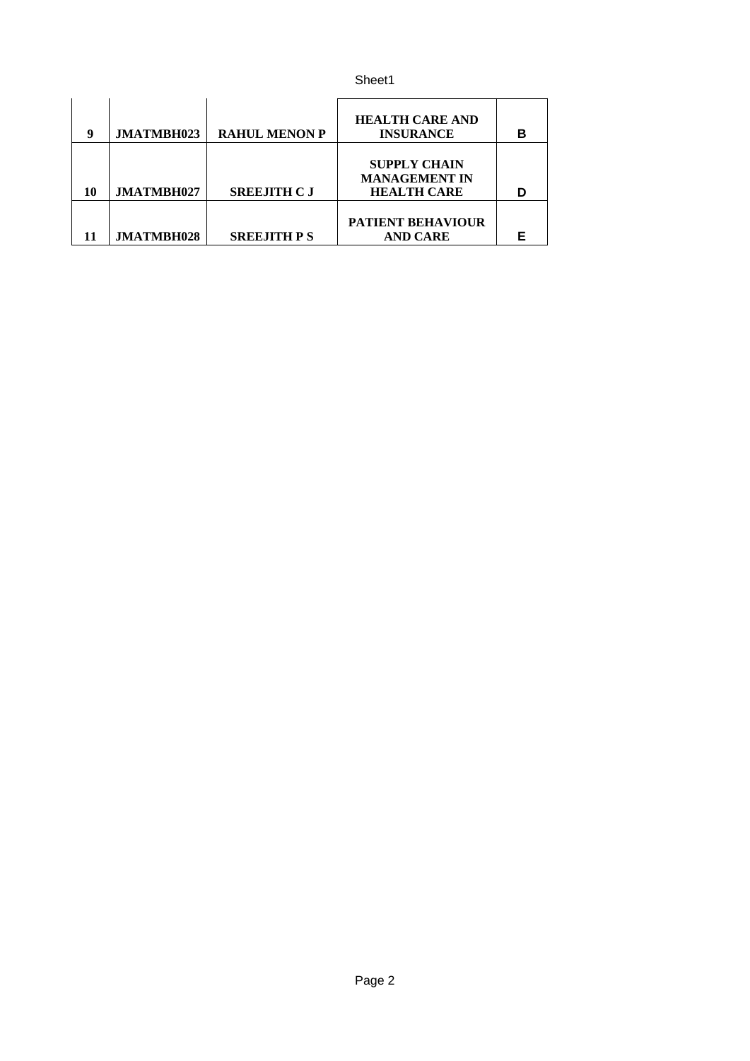| | | | | |
|---|---|---|---|---|
| **9** | **JMATMBH023** | **RAHUL MENON P** | **HEALTH CARE AND INSURANCE** | **B** |
| **10** | **JMATMBH027** | **SREEJITH C J** | **SUPPLY CHAIN MANAGEMENT IN HEALTH CARE** | **D** |
| **11** | **JMATMBH028** | **SREEJITH P S** | **PATIENT BEHAVIOUR AND CARE** | **E** |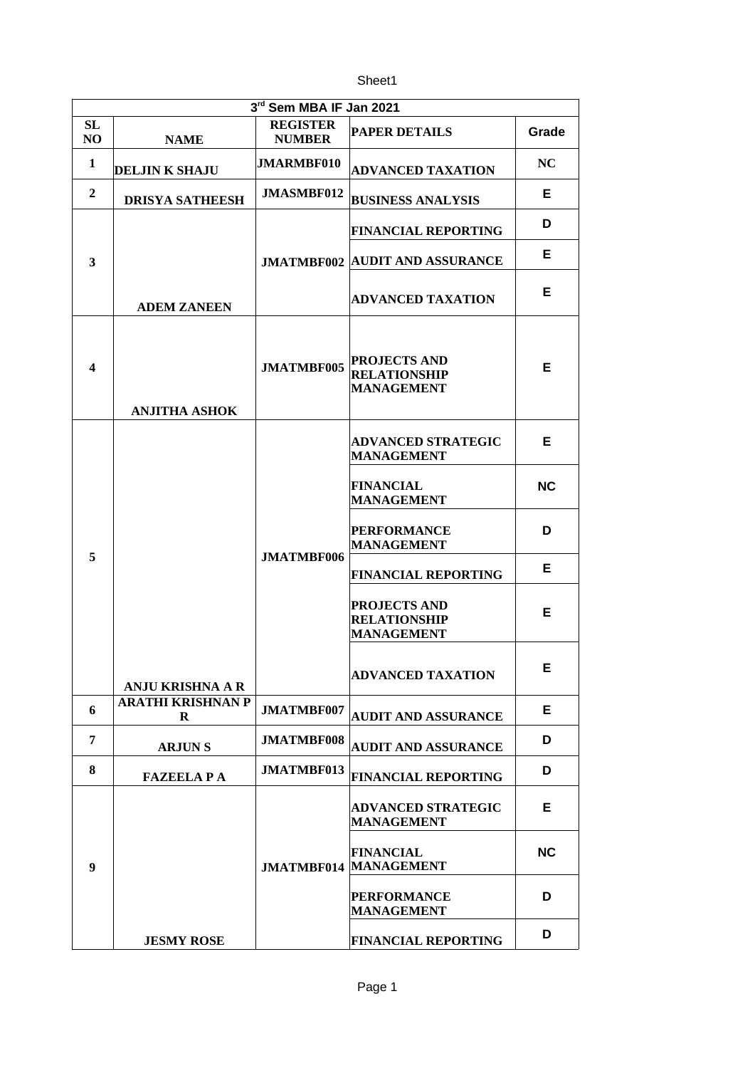| 3rd Sem MBA IF Jan 2021 | | | | |
|---|---|---|---|---|
| **SL NO** | **NAME** | **REGISTER NUMBER** | **PAPER DETAILS** | **Grade** |
| 1 | DELJIN K SHAJU | JMARMBF010 | ADVANCED TAXATION | NC |
| 2 | DRISYA SATHEESH | JMASMBF012 | BUSINESS ANALYSIS | E |
| 3 | ADEM ZANEEN | JMATMBF002 | FINANCIAL REPORTING | D |
| | | | AUDIT AND ASSURANCE | E |
| | | | ADVANCED TAXATION | E |
| 4 | ANJITHA ASHOK | JMATMBF005 | PROJECTS AND RELATIONSHIP MANAGEMENT | E |
| 5 | ANJU KRISHNA A R | JMATMBF006 | ADVANCED STRATEGIC MANAGEMENT | E |
| | | | FINANCIAL MANAGEMENT | NC |
| | | | PERFORMANCE MANAGEMENT | D |
| | | | FINANCIAL REPORTING | E |
| | | | PROJECTS AND RELATIONSHIP MANAGEMENT | E |
| | | | ADVANCED TAXATION | E |
| 6 | ARATHI KRISHNAN P R | JMATMBF007 | AUDIT AND ASSURANCE | E |
| 7 | ARJUN S | JMATMBF008 | AUDIT AND ASSURANCE | D |
| 8 | FAZEELA P A | JMATMBF013 | FINANCIAL REPORTING | D |
| 9 | JESMY ROSE | JMATMBF014 | ADVANCED STRATEGIC MANAGEMENT | E |
| | | | FINANCIAL MANAGEMENT | NC |
| | | | PERFORMANCE MANAGEMENT | D |
| | | | FINANCIAL REPORTING | D |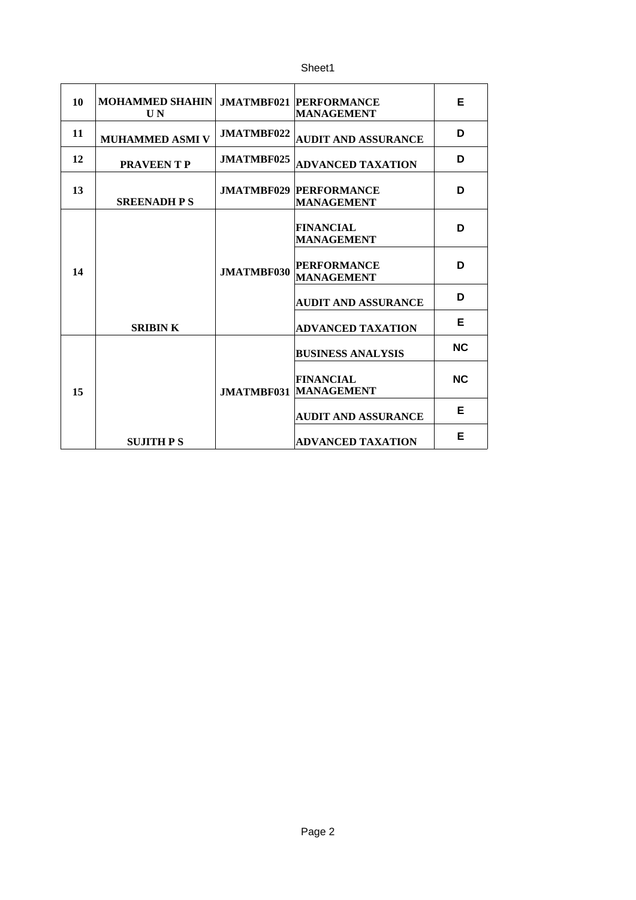| | | | | |
|---|---|---|---|---|
| 10 | MOHAMMED SHAHIN U N | JMATMBF021 | PERFORMANCE MANAGEMENT | E |
| 11 | MUHAMMED ASMI V | JMATMBF022 | AUDIT AND ASSURANCE | D |
| 12 | PRAVEEN T P | JMATMBF025 | ADVANCED TAXATION | D |
| 13 | SREENADH P S | JMATMBF029 | PERFORMANCE MANAGEMENT | D |
| 14 | SRIBIN K | JMATMBF030 | FINANCIAL MANAGEMENT | D |
| | | | PERFORMANCE MANAGEMENT | D |
| | | | AUDIT AND ASSURANCE | D |
| | | | ADVANCED TAXATION | E |
| 15 | SUJITH P S | JMATMBF031 | BUSINESS ANALYSIS | NC |
| | | | FINANCIAL MANAGEMENT | NC |
| | | | AUDIT AND ASSURANCE | E |
| | | | ADVANCED TAXATION | E |